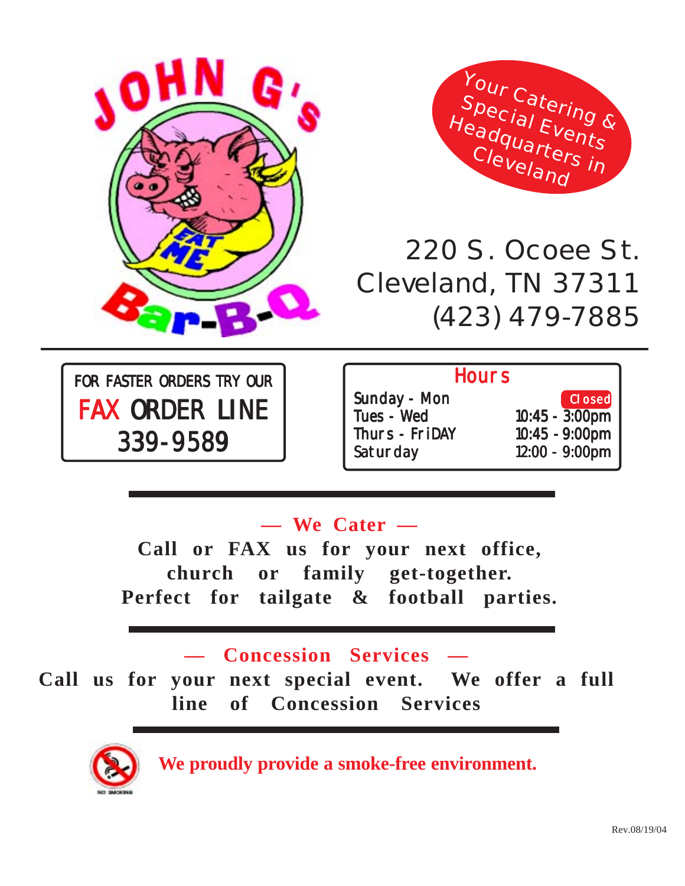# JOHN G's Bar-B-Q

EAT ME

Your Catering & Special Events Headquarters in Cleveland

220 S. Ocoee St.
Cleveland, TN 37311
(423) 479-7885

FOR FASTER ORDERS TRY OUR
**FAX ORDER LINE**
**339-9589**

## Hours

| | |
|---|---|
| Sunday - Mon | Closed |
| Tues - Wed | 10:45 - 3:00pm |
| Thurs - FriDAY | 10:45 - 9:00pm |
| Saturday | 12:00 - 9:00pm |

## — We Cater —

**Call or FAX us for your next office, church or family get-together. Perfect for tailgate & football parties.**

## — Concession Services —

**Call us for your next special event. We offer a full line of Concession Services**

NO SMOKING

**We proudly provide a smoke-free environment.**

Rev.08/19/04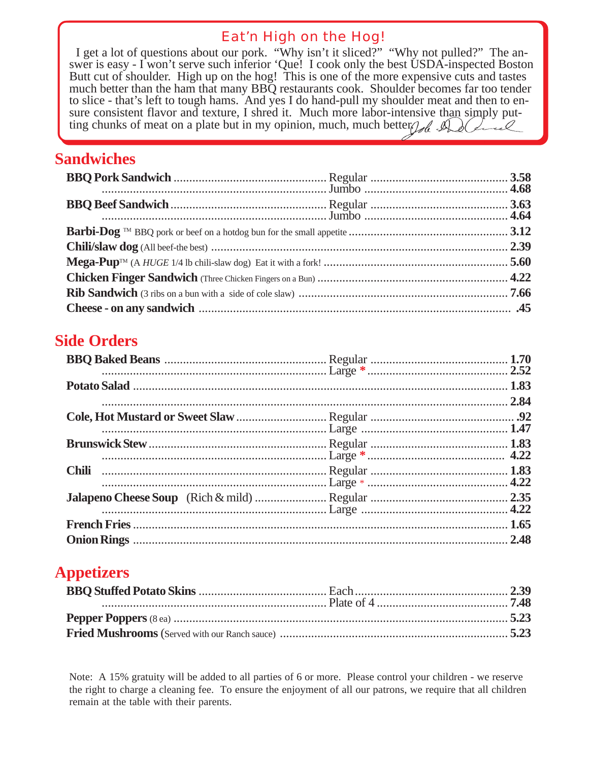## Eat'n High on the Hog!

I get a lot of questions about our pork. "Why isn't it sliced?" "Why not pulled?" The answer is easy - I won't serve such inferior 'Que! I cook only the best USDA-inspected Boston Butt cut of shoulder. High up on the hog! This is one of the more expensive cuts and tastes much better than the ham that many BBQ restaurants cook. Shoulder becomes far too tender to slice - that's left to tough hams. And yes I do hand-pull my shoulder meat and then to ensure consistent flavor and texture, I shred it. Much more labor-intensive than simply putting chunks of meat on a plate but in my opinion, much, much better.

## Sandwiches

| Item | Size | Price |
|---|---|---|
| **BBQ Pork Sandwich** | Regular | **3.58** |
| | Jumbo | **4.68** |
| **BBQ Beef Sandwich** | Regular | **3.63** |
| | Jumbo | **4.64** |
| **Barbi-Dog** ™ BBQ pork or beef on a hotdog bun for the small appetite | | **3.12** |
| **Chili/slaw dog** (All beef-the best) | | **2.39** |
| **Mega-Pup**™ (A *HUGE* 1/4 lb chili-slaw dog) Eat it with a fork! | | **5.60** |
| **Chicken Finger Sandwich** (Three Chicken Fingers on a Bun) | | **4.22** |
| **Rib Sandwich** (3 ribs on a bun with a side of cole slaw) | | **7.66** |
| **Cheese - on any sandwich** | | **.45** |

## Side Orders

| Item | Size | Price |
|---|---|---|
| **BBQ Baked Beans** | Regular | **1.70** |
| | Large * | **2.52** |
| **Potato Salad** | | **1.83** |
| | | **2.84** |
| **Cole, Hot Mustard or Sweet Slaw** | Regular | **.92** |
| | Large | **1.47** |
| **Brunswick Stew** | Regular | **1.83** |
| | Large * | **4.22** |
| **Chili** | Regular | **1.83** |
| | Large * | **4.22** |
| **Jalapeno Cheese Soup** (Rich & mild) | Regular | **2.35** |
| | Large | **4.22** |
| **French Fries** | | **1.65** |
| **Onion Rings** | | **2.48** |

## Appetizers

| Item | Size | Price |
|---|---|---|
| **BBQ Stuffed Potato Skins** | Each | **2.39** |
| | Plate of 4 | **7.48** |
| **Pepper Poppers** (8 ea) | | **5.23** |
| **Fried Mushrooms** (Served with our Ranch sauce) | | **5.23** |

Note: A 15% gratuity will be added to all parties of 6 or more. Please control your children - we reserve the right to charge a cleaning fee. To ensure the enjoyment of all our patrons, we require that all children remain at the table with their parents.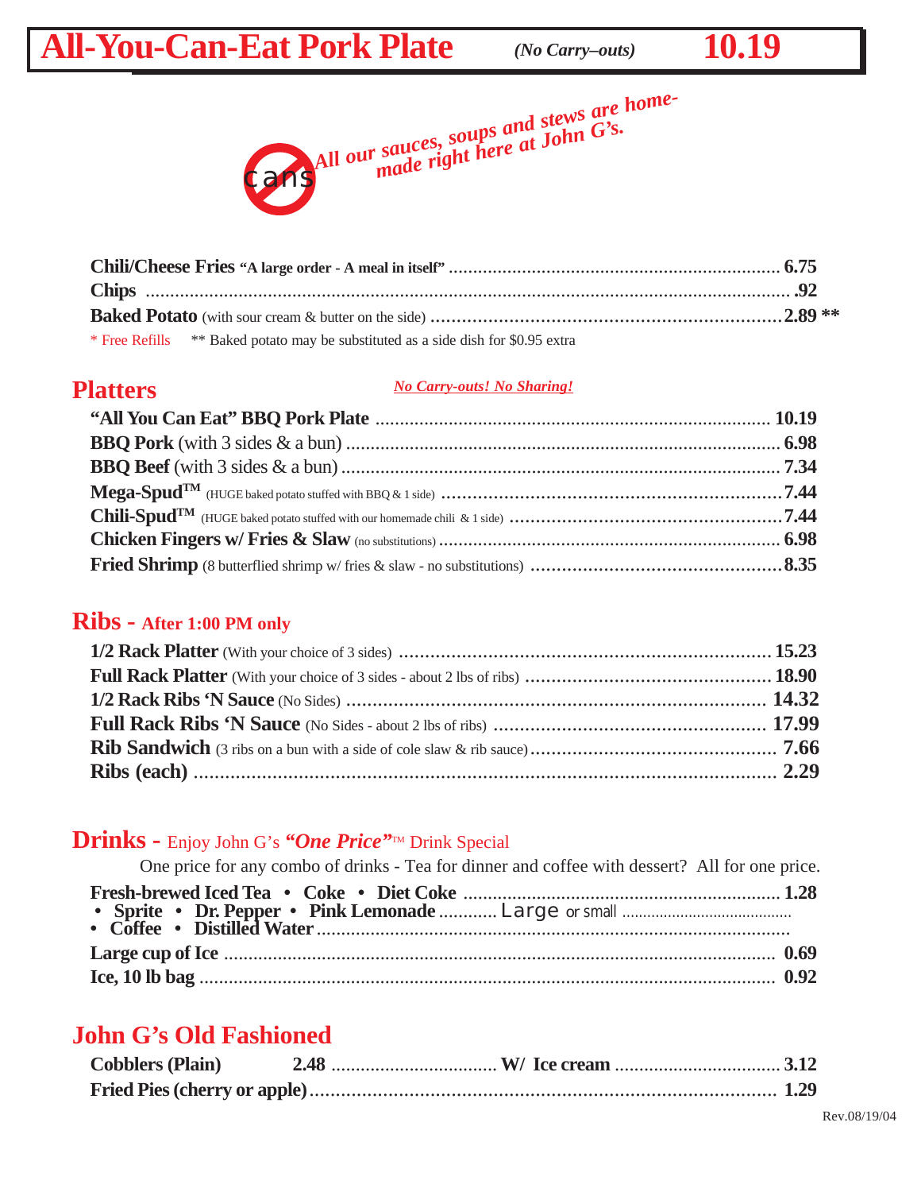# All-You-Can-Eat Pork Plate *(No Carry–outs)* 10.19

cans *All our sauces, soups and stews are home-made right here at John G's.*

**Chili/Cheese Fries** **"A large order - A meal in itself"** ........ **6.75**
**Chips** ........ **.92**
**Baked Potato** (with sour cream & butter on the side) ........ **2.89 \*\***

* Free Refills    ** Baked potato may be substituted as a side dish for $0.95 extra

## Platters

*No Carry-outs! No Sharing!*

**"All You Can Eat" BBQ Pork Plate** ........ **10.19**
**BBQ Pork** (with 3 sides & a bun) ........ **6.98**
**BBQ Beef** (with 3 sides & a bun) ........ **7.34**
**Mega-Spud™** (HUGE baked potato stuffed with BBQ & 1 side) ........ **7.44**
**Chili-Spud™** (HUGE baked potato stuffed with our homemade chili & 1 side) ........ **7.44**
**Chicken Fingers w/ Fries & Slaw** (no substitutions) ........ **6.98**
**Fried Shrimp** (8 butterflied shrimp w/ fries & slaw - no substitutions) ........ **8.35**

## Ribs - After 1:00 PM only

**1/2 Rack Platter** (With your choice of 3 sides) ........ **15.23**
**Full Rack Platter** (With your choice of 3 sides - about 2 lbs of ribs) ........ **18.90**
**1/2 Rack Ribs 'N Sauce** (No Sides) ........ **14.32**
**Full Rack Ribs 'N Sauce** (No Sides - about 2 lbs of ribs) ........ **17.99**
**Rib Sandwich** (3 ribs on a bun with a side of cole slaw & rib sauce) ........ **7.66**
**Ribs (each)** ........ **2.29**

## Drinks - Enjoy John G's *"One Price"*™ Drink Special

One price for any combo of drinks - Tea for dinner and coffee with dessert? All for one price.

**Fresh-brewed Iced Tea • Coke • Diet Coke** ........ **1.28**
**• Sprite • Dr. Pepper • Pink Lemonade** ........ Large or small ........
**• Coffee • Distilled Water** ........
**Large cup of Ice** ........ **0.69**
**Ice, 10 lb bag** ........ **0.92**

## John G's Old Fashioned

**Cobblers (Plain)** **2.48** ........ **W/ Ice cream** ........ **3.12**
**Fried Pies (cherry or apple)** ........ **1.29**

Rev.08/19/04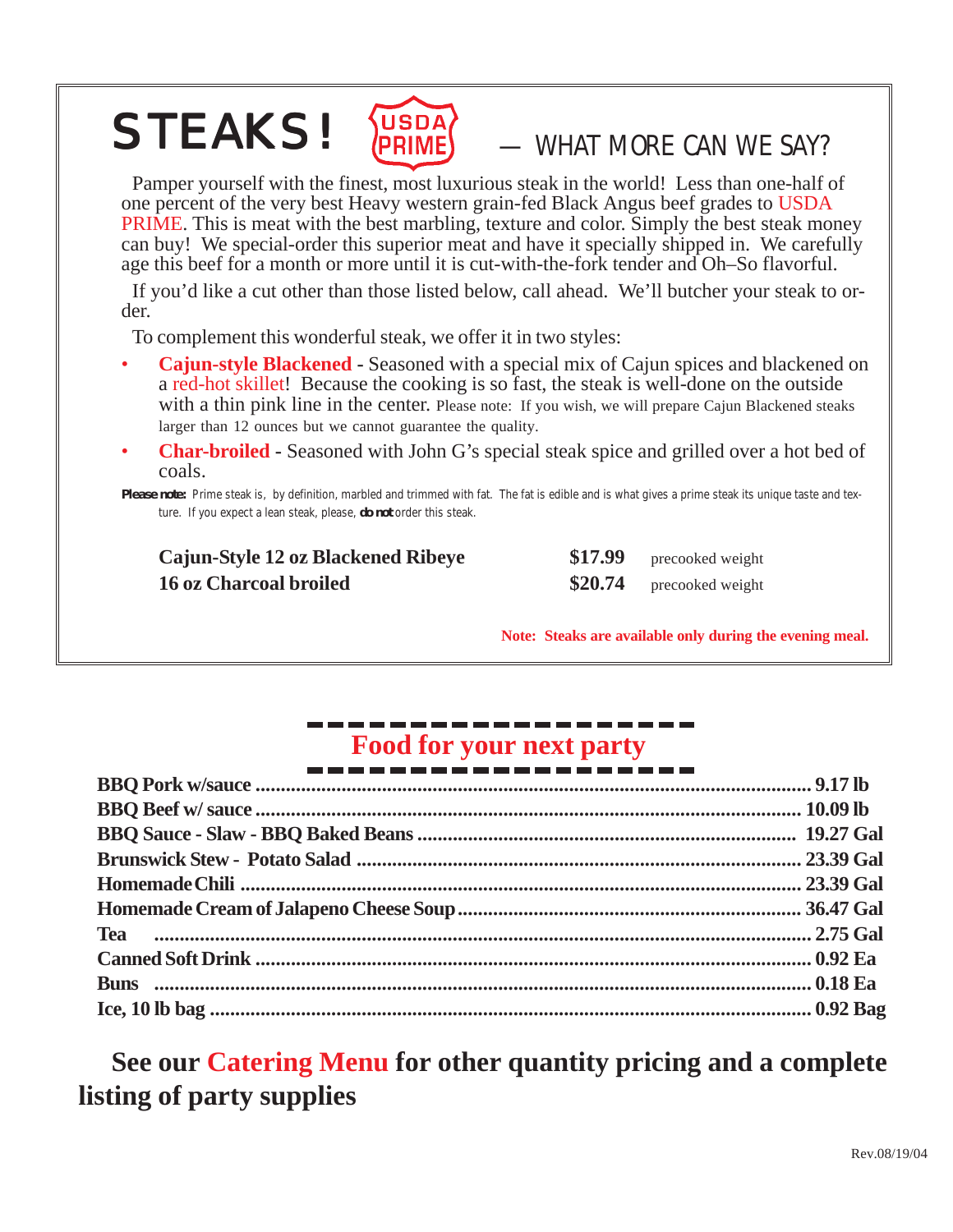# STEAKS! USDA PRIME — WHAT MORE CAN WE SAY?

Pamper yourself with the finest, most luxurious steak in the world! Less than one-half of one percent of the very best Heavy western grain-fed Black Angus beef grades to USDA PRIME. This is meat with the best marbling, texture and color. Simply the best steak money can buy! We special-order this superior meat and have it specially shipped in. We carefully age this beef for a month or more until it is cut-with-the-fork tender and Oh–So flavorful.

If you'd like a cut other than those listed below, call ahead. We'll butcher your steak to order.

To complement this wonderful steak, we offer it in two styles:

- **Cajun-style Blackened** - Seasoned with a special mix of Cajun spices and blackened on a red-hot skillet! Because the cooking is so fast, the steak is well-done on the outside with a thin pink line in the center. Please note: If you wish, we will prepare Cajun Blackened steaks larger than 12 ounces but we cannot guarantee the quality.
- **Char-broiled** - Seasoned with John G's special steak spice and grilled over a hot bed of coals.

***Please note:*** Prime steak is, by definition, marbled and trimmed with fat. The fat is edible and is what gives a prime steak its unique taste and texture. If you expect a lean steak, please, ***do not*** order this steak.

| | | |
|---|---|---|
| **Cajun-Style 12 oz Blackened Ribeye** | **$17.99** | precooked weight |
| **16 oz Charcoal broiled** | **$20.74** | precooked weight |

**Note: Steaks are available only during the evening meal.**

## Food for your next party

| | |
|---|---|
| **BBQ Pork w/sauce** | **9.17 lb** |
| **BBQ Beef w/ sauce** | **10.09 lb** |
| **BBQ Sauce - Slaw - BBQ Baked Beans** | **19.27 Gal** |
| **Brunswick Stew - Potato Salad** | **23.39 Gal** |
| **Homemade Chili** | **23.39 Gal** |
| **Homemade Cream of Jalapeno Cheese Soup** | **36.47 Gal** |
| **Tea** | **2.75 Gal** |
| **Canned Soft Drink** | **0.92 Ea** |
| **Buns** | **0.18 Ea** |
| **Ice, 10 lb bag** | **0.92 Bag** |

**See our Catering Menu for other quantity pricing and a complete listing of party supplies**

Rev.08/19/04